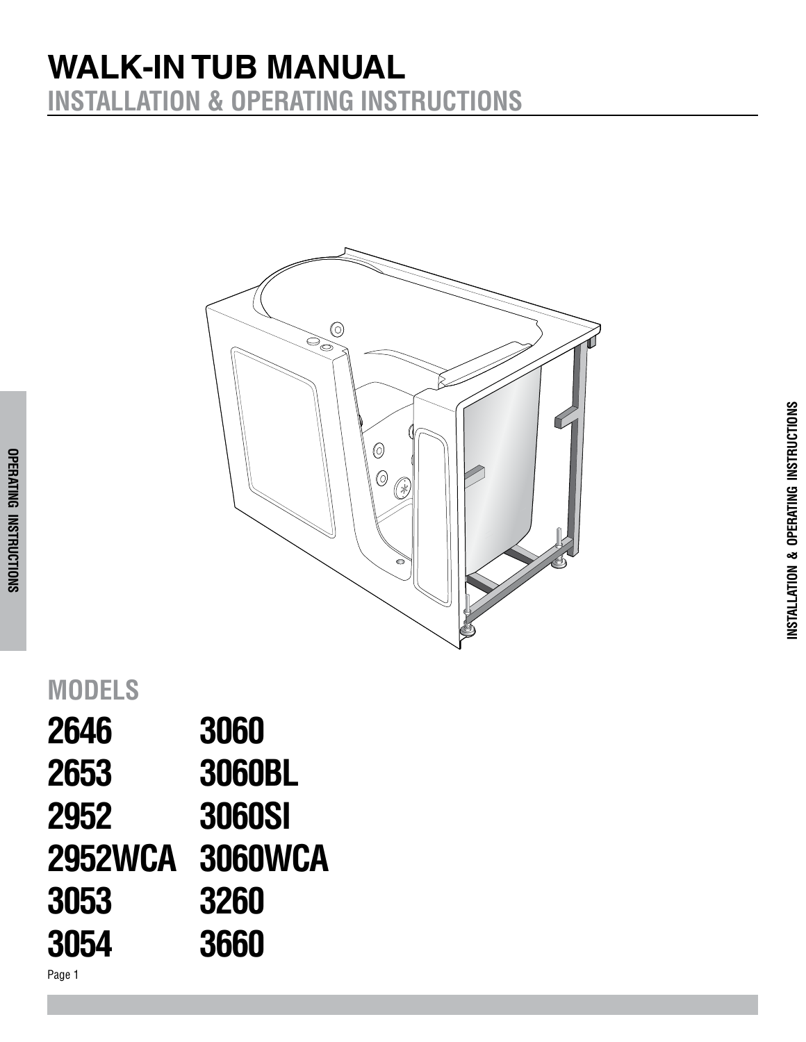# WALK-IN TUB MANUAL

## INSTALLATION & OPERATING INSTRUCTIONS

## MODELS

| | |
|---|---|
| 2646 | 3060 |
| 2653 | 3060BL |
| 2952 | 3060SI |
| 2952WCA | 3060WCA |
| 3053 | 3260 |
| 3054 | 3660 |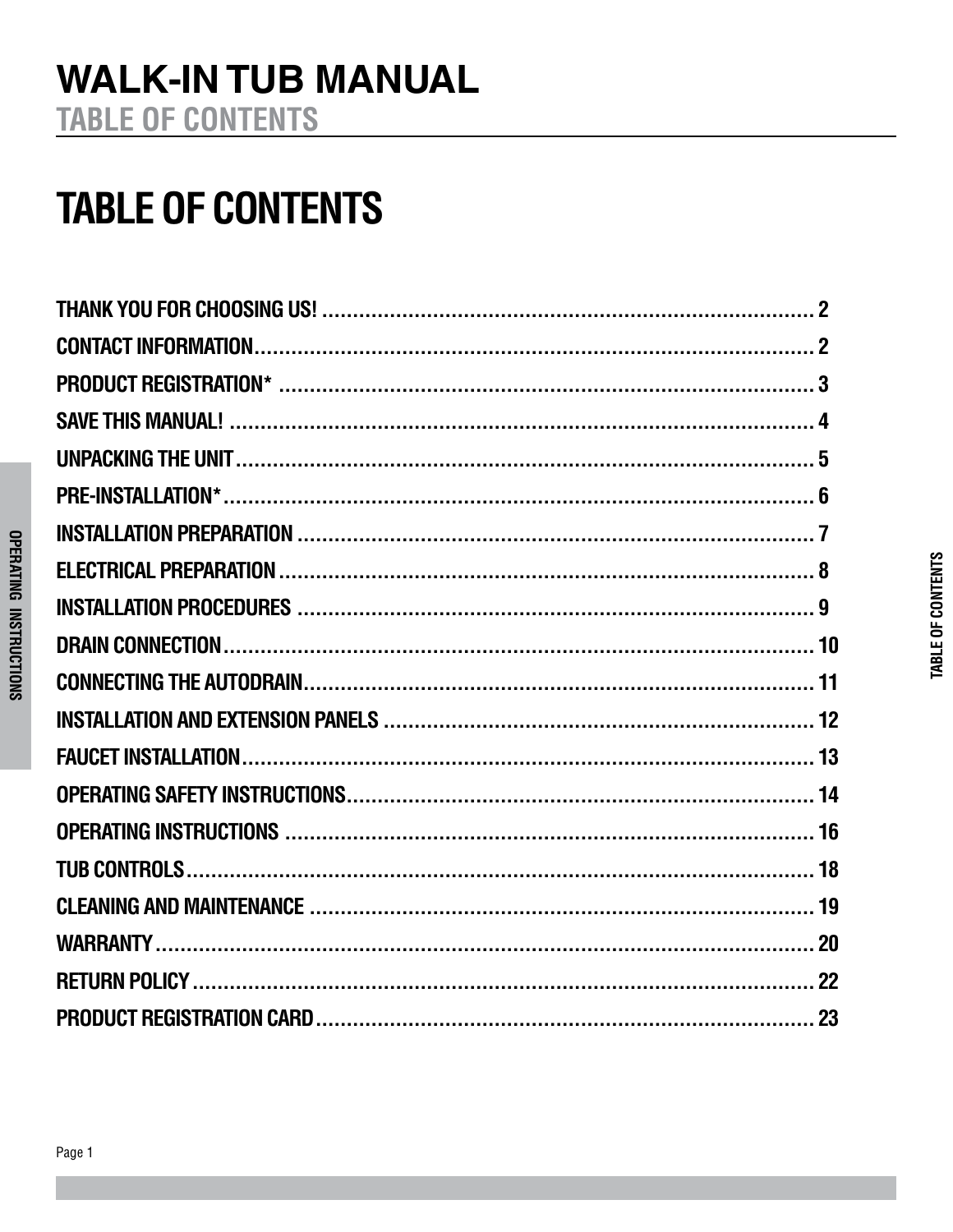# TABLE OF CONTENTS

| | |
|---|---|
| THANK YOU FOR CHOOSING US! | 2 |
| CONTACT INFORMATION | 2 |
| PRODUCT REGISTRATION* | 3 |
| SAVE THIS MANUAL! | 4 |
| UNPACKING THE UNIT | 5 |
| PRE-INSTALLATION* | 6 |
| INSTALLATION PREPARATION | 7 |
| ELECTRICAL PREPARATION | 8 |
| INSTALLATION PROCEDURES | 9 |
| DRAIN CONNECTION | 10 |
| CONNECTING THE AUTODRAIN | 11 |
| INSTALLATION AND EXTENSION PANELS | 12 |
| FAUCET INSTALLATION | 13 |
| OPERATING SAFETY INSTRUCTIONS | 14 |
| OPERATING INSTRUCTIONS | 16 |
| TUB CONTROLS | 18 |
| CLEANING AND MAINTENANCE | 19 |
| WARRANTY | 20 |
| RETURN POLICY | 22 |
| PRODUCT REGISTRATION CARD | 23 |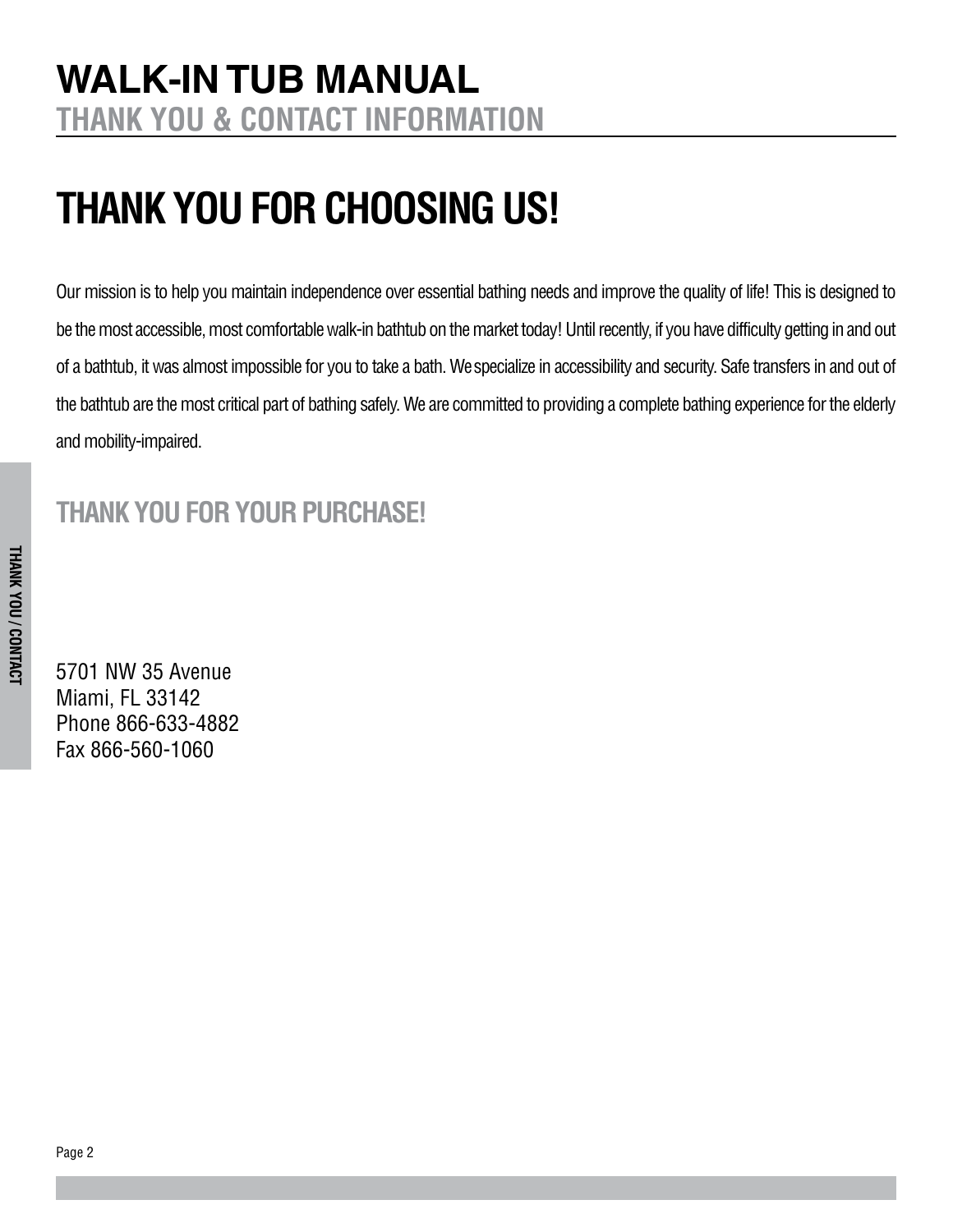# WALK-IN TUB MANUAL

## THANK YOU & CONTACT INFORMATION

# THANK YOU FOR CHOOSING US!

Our mission is to help you maintain independence over essential bathing needs and improve the quality of life! This is designed to be the most accessible, most comfortable walk-in bathtub on the market today! Until recently, if you have difficulty getting in and out of a bathtub, it was almost impossible for you to take a bath. We specialize in accessibility and security. Safe transfers in and out of the bathtub are the most critical part of bathing safely. We are committed to providing a complete bathing experience for the elderly and mobility-impaired.

## THANK YOU FOR YOUR PURCHASE!

5701 NW 35 Avenue
Miami, FL 33142
Phone 866-633-4882
Fax 866-560-1060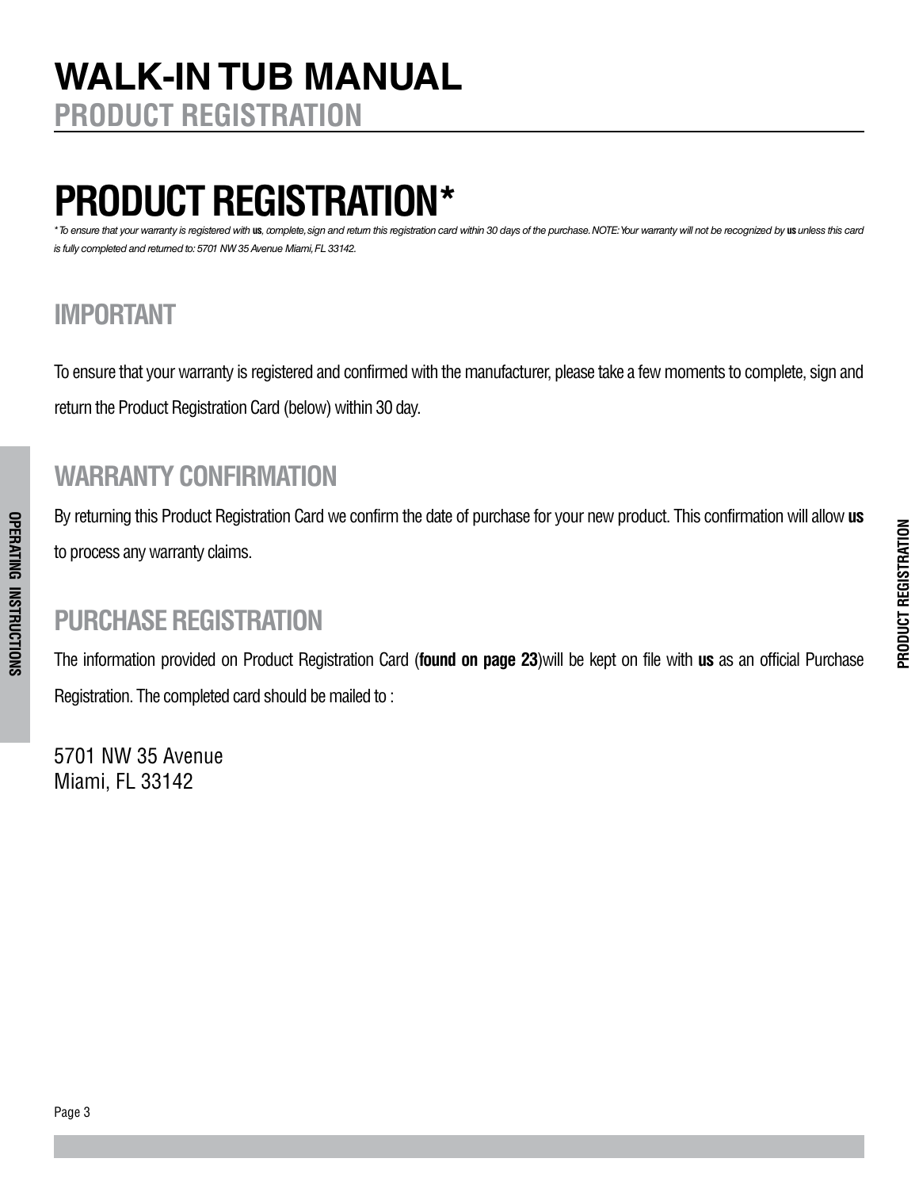# PRODUCT REGISTRATION*

*\* To ensure that your warranty is registered with **us**, complete, sign and return this registration card within 30 days of the purchase. NOTE: Your warranty will not be recognized by **us** unless this card is fully completed and returned to: 5701 NW 35 Avenue Miami, FL 33142.*

## IMPORTANT

To ensure that your warranty is registered and confirmed with the manufacturer, please take a few moments to complete, sign and return the Product Registration Card (below) within 30 day.

## WARRANTY CONFIRMATION

By returning this Product Registration Card we confirm the date of purchase for your new product. This confirmation will allow **us** to process any warranty claims.

## PURCHASE REGISTRATION

The information provided on Product Registration Card (**found on page 23**)will be kept on file with **us** as an official Purchase Registration. The completed card should be mailed to :

5701 NW 35 Avenue
Miami, FL 33142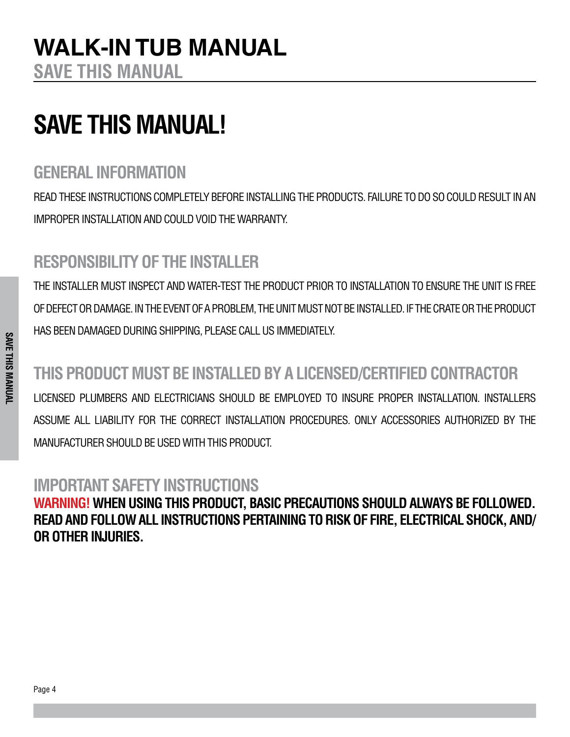# SAVE THIS MANUAL!

## GENERAL INFORMATION

READ THESE INSTRUCTIONS COMPLETELY BEFORE INSTALLING THE PRODUCTS. FAILURE TO DO SO COULD RESULT IN AN IMPROPER INSTALLATION AND COULD VOID THE WARRANTY.

## RESPONSIBILITY OF THE INSTALLER

THE INSTALLER MUST INSPECT AND WATER-TEST THE PRODUCT PRIOR TO INSTALLATION TO ENSURE THE UNIT IS FREE OF DEFECT OR DAMAGE. IN THE EVENT OF A PROBLEM, THE UNIT MUST NOT BE INSTALLED. IF THE CRATE OR THE PRODUCT HAS BEEN DAMAGED DURING SHIPPING, PLEASE CALL US IMMEDIATELY.

## THIS PRODUCT MUST BE INSTALLED BY A LICENSED/CERTIFIED CONTRACTOR

LICENSED PLUMBERS AND ELECTRICIANS SHOULD BE EMPLOYED TO INSURE PROPER INSTALLATION. INSTALLERS ASSUME ALL LIABILITY FOR THE CORRECT INSTALLATION PROCEDURES. ONLY ACCESSORIES AUTHORIZED BY THE MANUFACTURER SHOULD BE USED WITH THIS PRODUCT.

## IMPORTANT SAFETY INSTRUCTIONS

**WARNING! WHEN USING THIS PRODUCT, BASIC PRECAUTIONS SHOULD ALWAYS BE FOLLOWED. READ AND FOLLOW ALL INSTRUCTIONS PERTAINING TO RISK OF FIRE, ELECTRICAL SHOCK, AND/OR OTHER INJURIES.**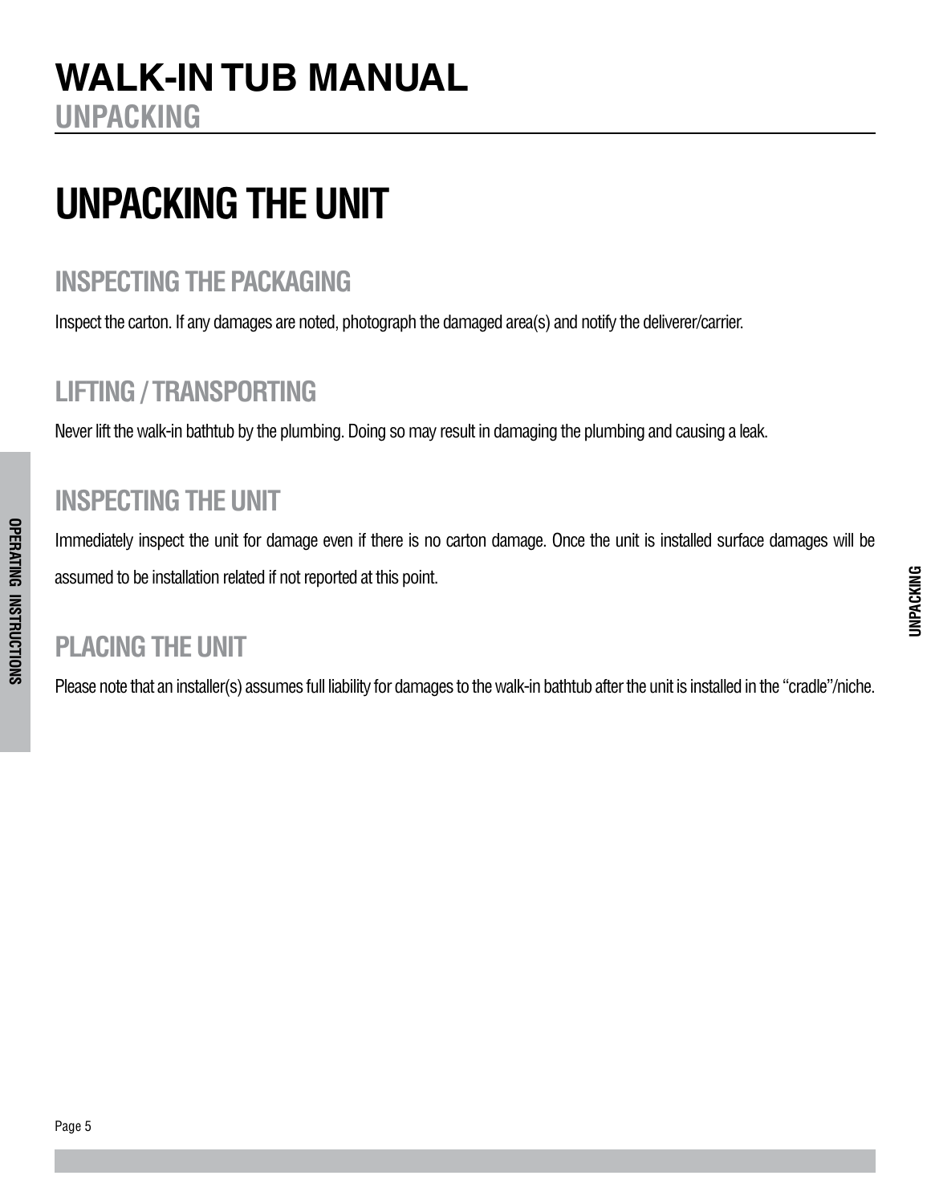# UNPACKING THE UNIT

## INSPECTING THE PACKAGING

Inspect the carton. If any damages are noted, photograph the damaged area(s) and notify the deliverer/carrier.

## LIFTING / TRANSPORTING

Never lift the walk-in bathtub by the plumbing. Doing so may result in damaging the plumbing and causing a leak.

## INSPECTING THE UNIT

Immediately inspect the unit for damage even if there is no carton damage. Once the unit is installed surface damages will be assumed to be installation related if not reported at this point.

## PLACING THE UNIT

Please note that an installer(s) assumes full liability for damages to the walk-in bathtub after the unit is installed in the "cradle"/niche.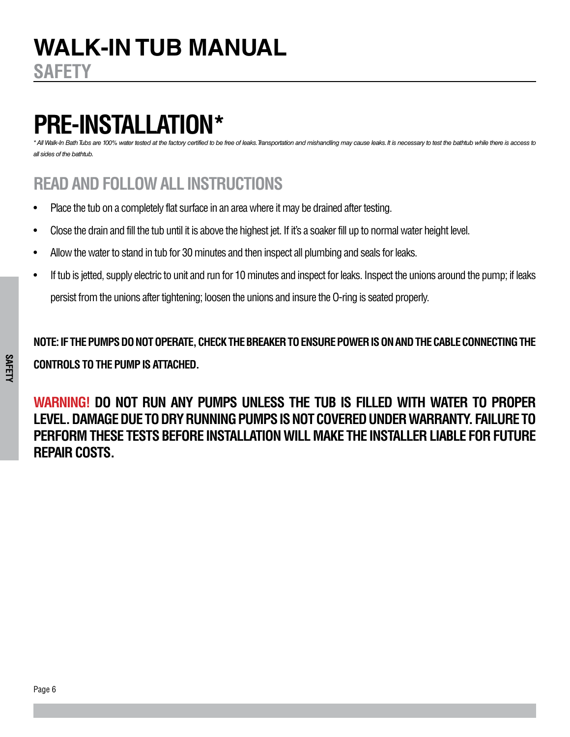# WALK-IN TUB MANUAL

## SAFETY

# PRE-INSTALLATION*

*\* All Walk-In Bath Tubs are 100% water tested at the factory certified to be free of leaks. Transportation and mishandling may cause leaks. It is necessary to test the bathtub while there is access to all sides of the bathtub.*

## READ AND FOLLOW ALL INSTRUCTIONS

- Place the tub on a completely flat surface in an area where it may be drained after testing.
- Close the drain and fill the tub until it is above the highest jet. If it's a soaker fill up to normal water height level.
- Allow the water to stand in tub for 30 minutes and then inspect all plumbing and seals for leaks.
- If tub is jetted, supply electric to unit and run for 10 minutes and inspect for leaks. Inspect the unions around the pump; if leaks persist from the unions after tightening; loosen the unions and insure the O-ring is seated properly.

**NOTE: IF THE PUMPS DO NOT OPERATE, CHECK THE BREAKER TO ENSURE POWER IS ON AND THE CABLE CONNECTING THE CONTROLS TO THE PUMP IS ATTACHED.**

**WARNING! DO NOT RUN ANY PUMPS UNLESS THE TUB IS FILLED WITH WATER TO PROPER LEVEL. DAMAGE DUE TO DRY RUNNING PUMPS IS NOT COVERED UNDER WARRANTY. FAILURE TO PERFORM THESE TESTS BEFORE INSTALLATION WILL MAKE THE INSTALLER LIABLE FOR FUTURE REPAIR COSTS.**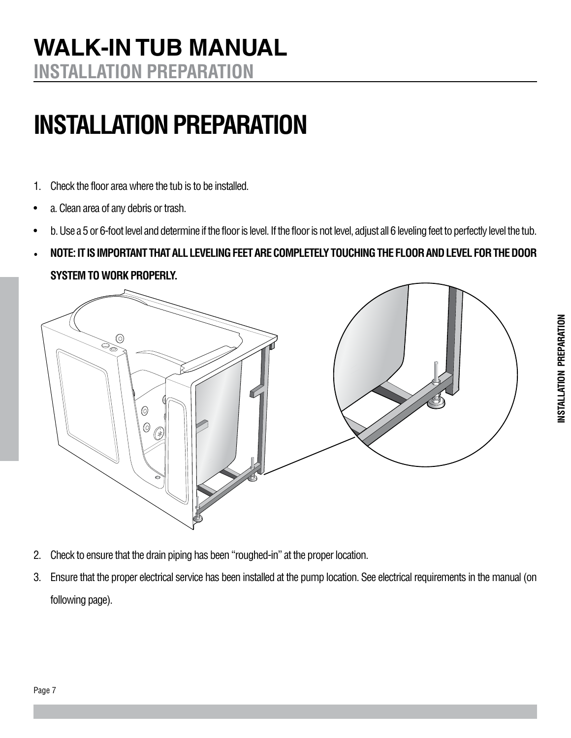# INSTALLATION PREPARATION

1. Check the floor area where the tub is to be installed.

- a. Clean area of any debris or trash.
- b. Use a 5 or 6-foot level and determine if the floor is level. If the floor is not level, adjust all 6 leveling feet to perfectly level the tub.
- **NOTE: IT IS IMPORTANT THAT ALL LEVELING FEET ARE COMPLETELY TOUCHING THE FLOOR AND LEVEL FOR THE DOOR SYSTEM TO WORK PROPERLY.**

2. Check to ensure that the drain piping has been "roughed-in" at the proper location.
3. Ensure that the proper electrical service has been installed at the pump location. See electrical requirements in the manual (on following page).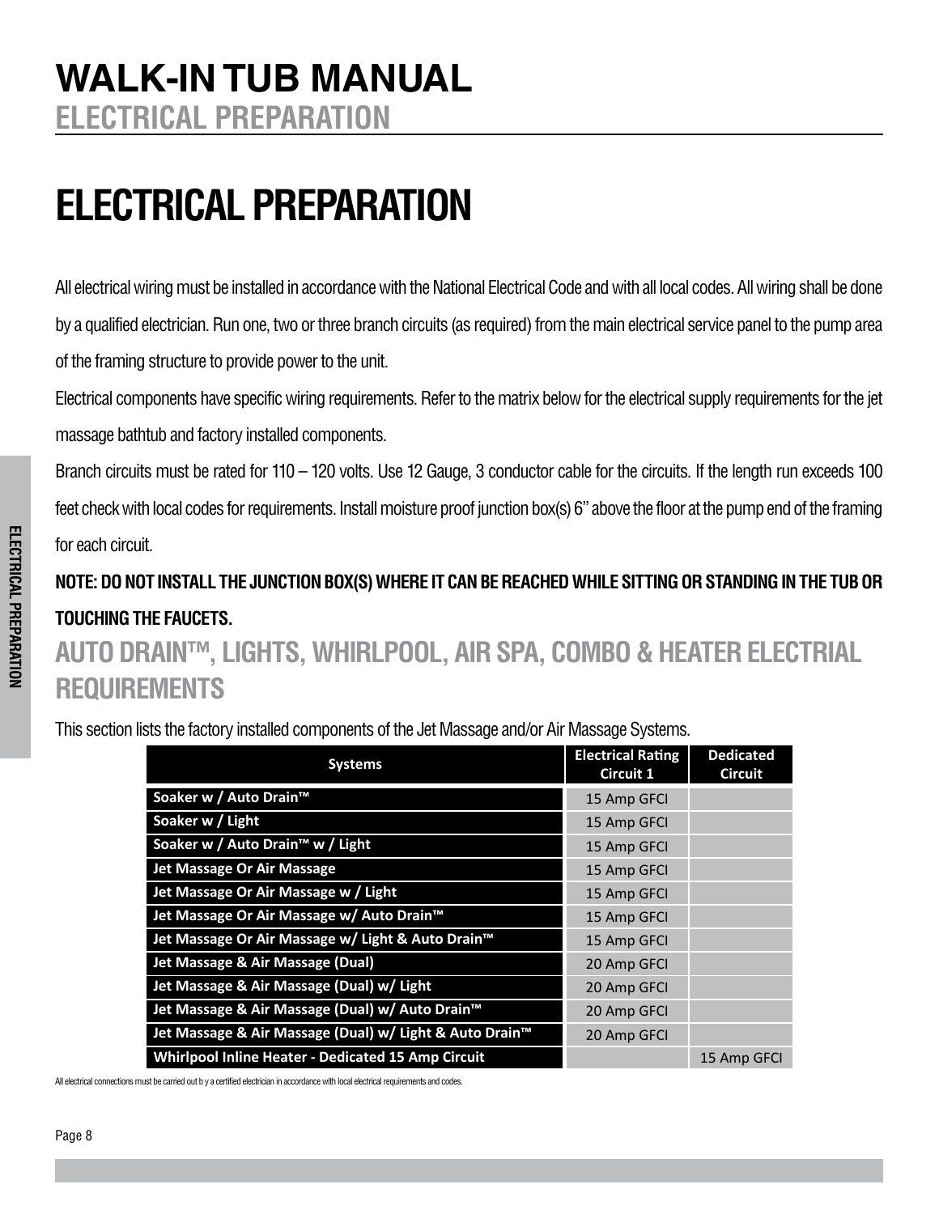# ELECTRICAL PREPARATION

All electrical wiring must be installed in accordance with the National Electrical Code and with all local codes. All wiring shall be done by a qualified electrician. Run one, two or three branch circuits (as required) from the main electrical service panel to the pump area of the framing structure to provide power to the unit.

Electrical components have specific wiring requirements. Refer to the matrix below for the electrical supply requirements for the jet massage bathtub and factory installed components.

Branch circuits must be rated for 110 – 120 volts. Use 12 Gauge, 3 conductor cable for the circuits. If the length run exceeds 100 feet check with local codes for requirements. Install moisture proof junction box(s) 6" above the floor at the pump end of the framing for each circuit.

**NOTE: DO NOT INSTALL THE JUNCTION BOX(S) WHERE IT CAN BE REACHED WHILE SITTING OR STANDING IN THE TUB OR TOUCHING THE FAUCETS.**

## AUTO DRAIN™, LIGHTS, WHIRLPOOL, AIR SPA, COMBO & HEATER ELECTRIAL REQUIREMENTS

This section lists the factory installed components of the Jet Massage and/or Air Massage Systems.

| Systems | Electrical Rating Circuit 1 | Dedicated Circuit |
|---|---|---|
| Soaker w / Auto Drain™ | 15 Amp GFCI | |
| Soaker w / Light | 15 Amp GFCI | |
| Soaker w / Auto Drain™ w / Light | 15 Amp GFCI | |
| Jet Massage Or Air Massage | 15 Amp GFCI | |
| Jet Massage Or Air Massage w / Light | 15 Amp GFCI | |
| Jet Massage Or Air Massage w/ Auto Drain™ | 15 Amp GFCI | |
| Jet Massage Or Air Massage w/ Light & Auto Drain™ | 15 Amp GFCI | |
| Jet Massage & Air Massage (Dual) | 20 Amp GFCI | |
| Jet Massage & Air Massage (Dual) w/ Light | 20 Amp GFCI | |
| Jet Massage & Air Massage (Dual) w/ Auto Drain™ | 20 Amp GFCI | |
| Jet Massage & Air Massage (Dual) w/ Light & Auto Drain™ | 20 Amp GFCI | |
| Whirlpool Inline Heater - Dedicated 15 Amp Circuit | | 15 Amp GFCI |

All electrical connections must be carried out b y a certified electrician in accordance with local electrical requirements and codes.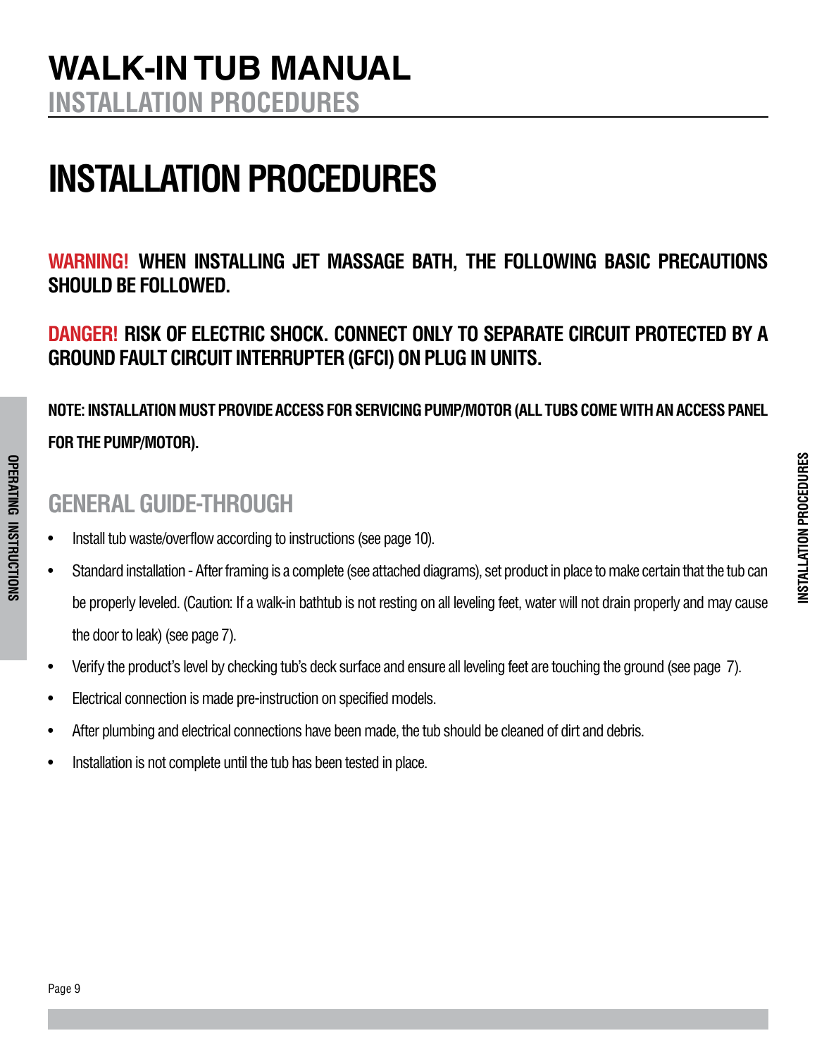# INSTALLATION PROCEDURES

**WARNING! WHEN INSTALLING JET MASSAGE BATH, THE FOLLOWING BASIC PRECAUTIONS SHOULD BE FOLLOWED.**

**DANGER! RISK OF ELECTRIC SHOCK. CONNECT ONLY TO SEPARATE CIRCUIT PROTECTED BY A GROUND FAULT CIRCUIT INTERRUPTER (GFCI) ON PLUG IN UNITS.**

**NOTE: INSTALLATION MUST PROVIDE ACCESS FOR SERVICING PUMP/MOTOR (ALL TUBS COME WITH AN ACCESS PANEL FOR THE PUMP/MOTOR).**

## GENERAL GUIDE-THROUGH

- Install tub waste/overflow according to instructions (see page 10).
- Standard installation - After framing is a complete (see attached diagrams), set product in place to make certain that the tub can be properly leveled. (Caution: If a walk-in bathtub is not resting on all leveling feet, water will not drain properly and may cause the door to leak) (see page 7).
- Verify the product's level by checking tub's deck surface and ensure all leveling feet are touching the ground (see page 7).
- Electrical connection is made pre-instruction on specified models.
- After plumbing and electrical connections have been made, the tub should be cleaned of dirt and debris.
- Installation is not complete until the tub has been tested in place.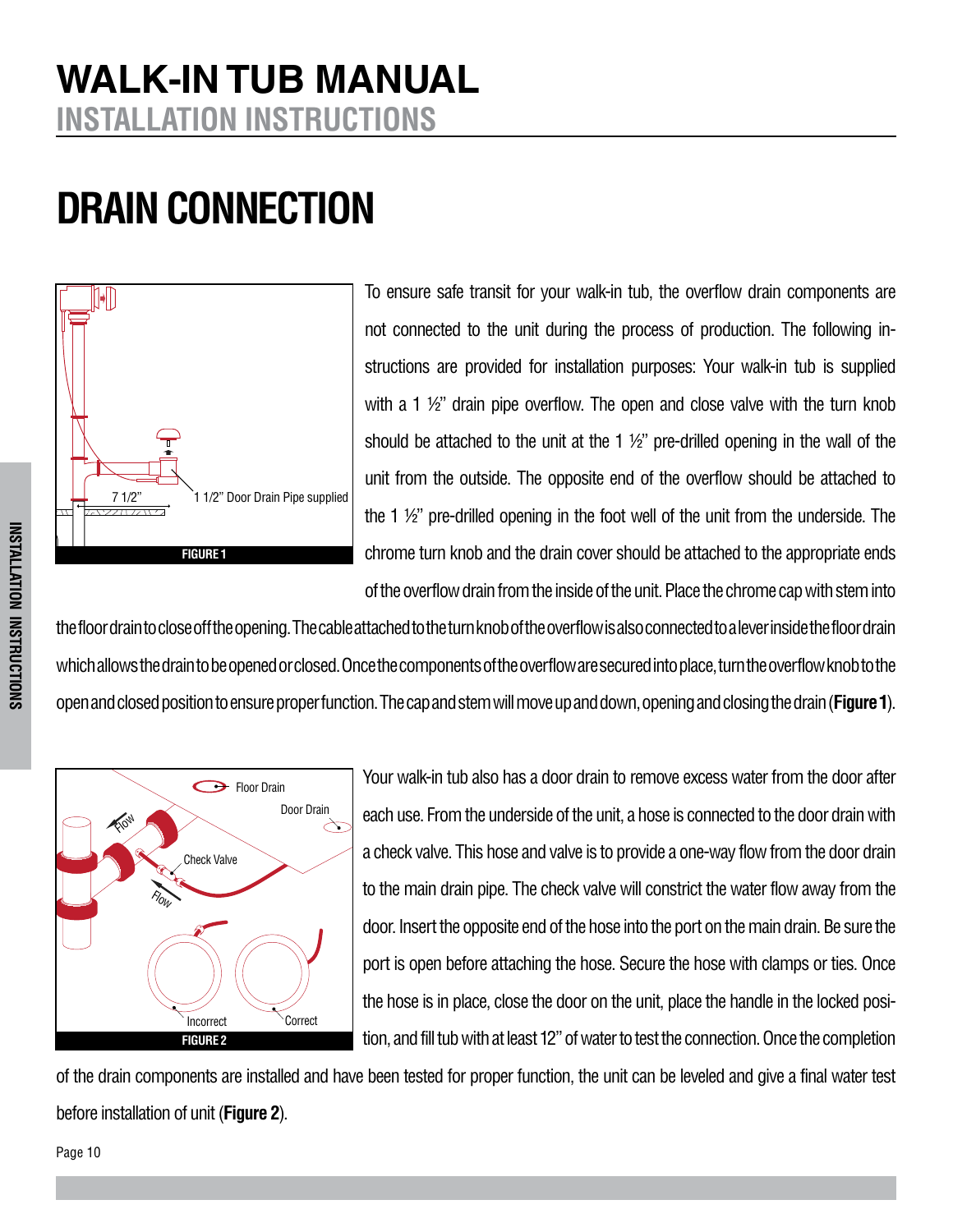# DRAIN CONNECTION

FIGURE 1

To ensure safe transit for your walk-in tub, the overflow drain components are not connected to the unit during the process of production. The following instructions are provided for installation purposes: Your walk-in tub is supplied with a 1 ½" drain pipe overflow. The open and close valve with the turn knob should be attached to the unit at the 1 ½" pre-drilled opening in the wall of the unit from the outside. The opposite end of the overflow should be attached to the 1 ½" pre-drilled opening in the foot well of the unit from the underside. The chrome turn knob and the drain cover should be attached to the appropriate ends of the overflow drain from the inside of the unit. Place the chrome cap with stem into the floor drain to close off the opening. The cable attached to the turn knob of the overflow is also connected to a lever inside the floor drain which allows the drain to be opened or closed. Once the components of the overflow are secured into place, turn the overflow knob to the open and closed position to ensure proper function. The cap and stem will move up and down, opening and closing the drain (**Figure 1**).

FIGURE 2

Your walk-in tub also has a door drain to remove excess water from the door after each use. From the underside of the unit, a hose is connected to the door drain with a check valve. This hose and valve is to provide a one-way flow from the door drain to the main drain pipe. The check valve will constrict the water flow away from the door. Insert the opposite end of the hose into the port on the main drain. Be sure the port is open before attaching the hose. Secure the hose with clamps or ties. Once the hose is in place, close the door on the unit, place the handle in the locked position, and fill tub with at least 12" of water to test the connection. Once the completion of the drain components are installed and have been tested for proper function, the unit can be leveled and give a final water test before installation of unit (**Figure 2**).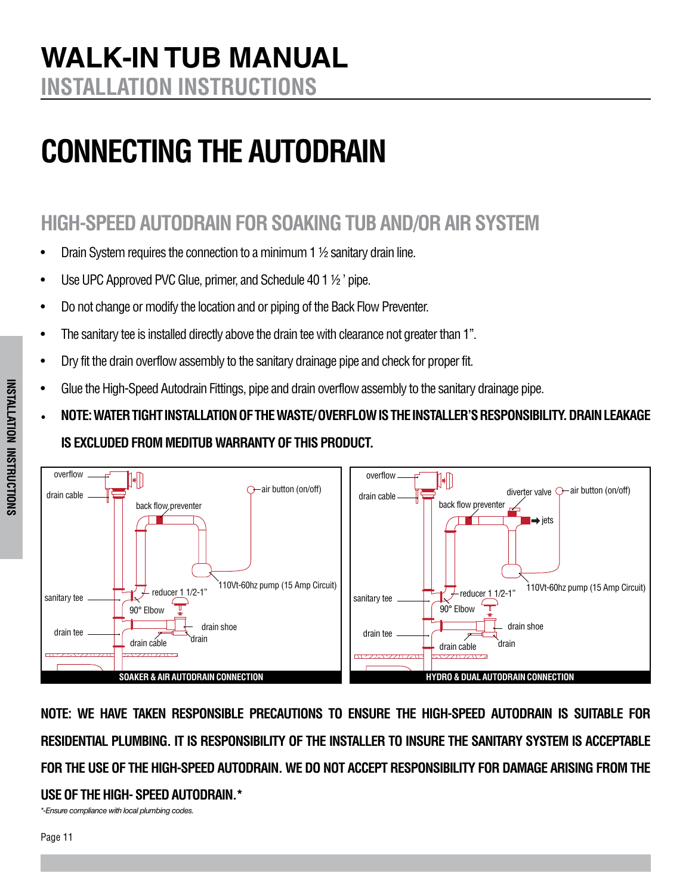# CONNECTING THE AUTODRAIN

## HIGH-SPEED AUTODRAIN FOR SOAKING TUB AND/OR AIR SYSTEM

- Drain System requires the connection to a minimum 1 ½ sanitary drain line.
- Use UPC Approved PVC Glue, primer, and Schedule 40 1 ½ ' pipe.
- Do not change or modify the location and or piping of the Back Flow Preventer.
- The sanitary tee is installed directly above the drain tee with clearance not greater than 1".
- Dry fit the drain overflow assembly to the sanitary drainage pipe and check for proper fit.
- Glue the High-Speed Autodrain Fittings, pipe and drain overflow assembly to the sanitary drainage pipe.
- **NOTE: WATER TIGHT INSTALLATION OF THE WASTE/OVERFLOW IS THE INSTALLER'S RESPONSIBILITY. DRAIN LEAKAGE IS EXCLUDED FROM MEDITUB WARRANTY OF THIS PRODUCT.**

overflow, drain cable, back flow preventer, air button (on/off), 110Vt-60hz pump (15 Amp Circuit), sanitary tee, reducer 1 1/2-1", 90° Elbow, drain shoe, drain, drain tee, drain cable

**SOAKER & AIR AUTODRAIN CONNECTION**

overflow, drain cable, diverter valve, air button (on/off), back flow preventer, jets, 110Vt-60hz pump (15 Amp Circuit), sanitary tee, reducer 1 1/2-1", 90° Elbow, drain shoe, drain, drain tee, drain cable

**HYDRO & DUAL AUTODRAIN CONNECTION**

**NOTE: WE HAVE TAKEN RESPONSIBLE PRECAUTIONS TO ENSURE THE HIGH-SPEED AUTODRAIN IS SUITABLE FOR RESIDENTIAL PLUMBING. IT IS RESPONSIBILITY OF THE INSTALLER TO INSURE THE SANITARY SYSTEM IS ACCEPTABLE FOR THE USE OF THE HIGH-SPEED AUTODRAIN. WE DO NOT ACCEPT RESPONSIBILITY FOR DAMAGE ARISING FROM THE USE OF THE HIGH- SPEED AUTODRAIN.***

*\*-Ensure compliance with local plumbing codes.*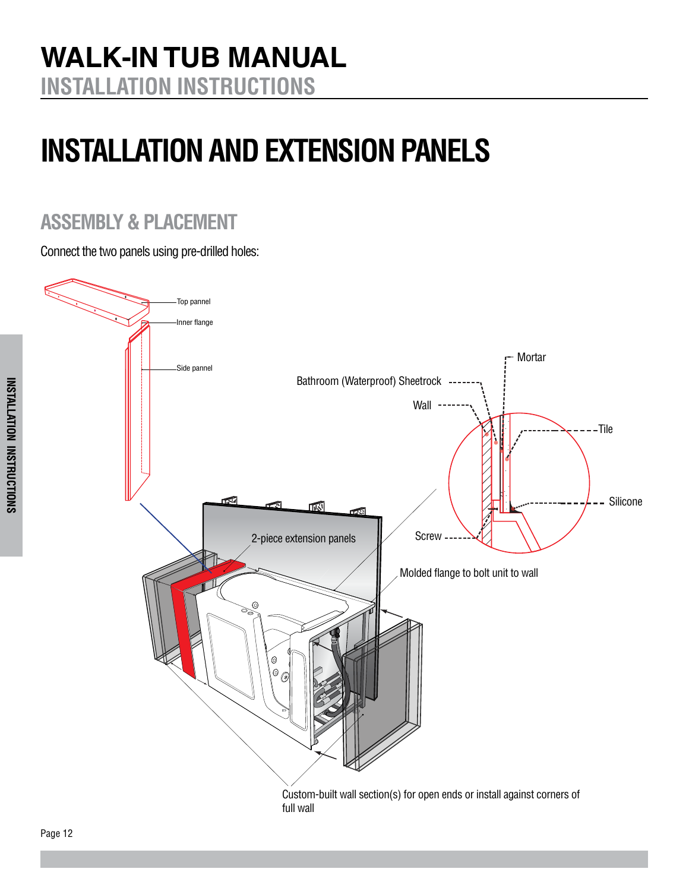# INSTALLATION AND EXTENSION PANELS

## ASSEMBLY & PLACEMENT

Connect the two panels using pre-drilled holes:

Top pannel

Inner flange

Side pannel

Mortar

Bathroom (Waterproof) Sheetrock

Wall

Tile

Silicone

Screw

2-piece extension panels

Molded flange to bolt unit to wall

Custom-built wall section(s) for open ends or install against corners of full wall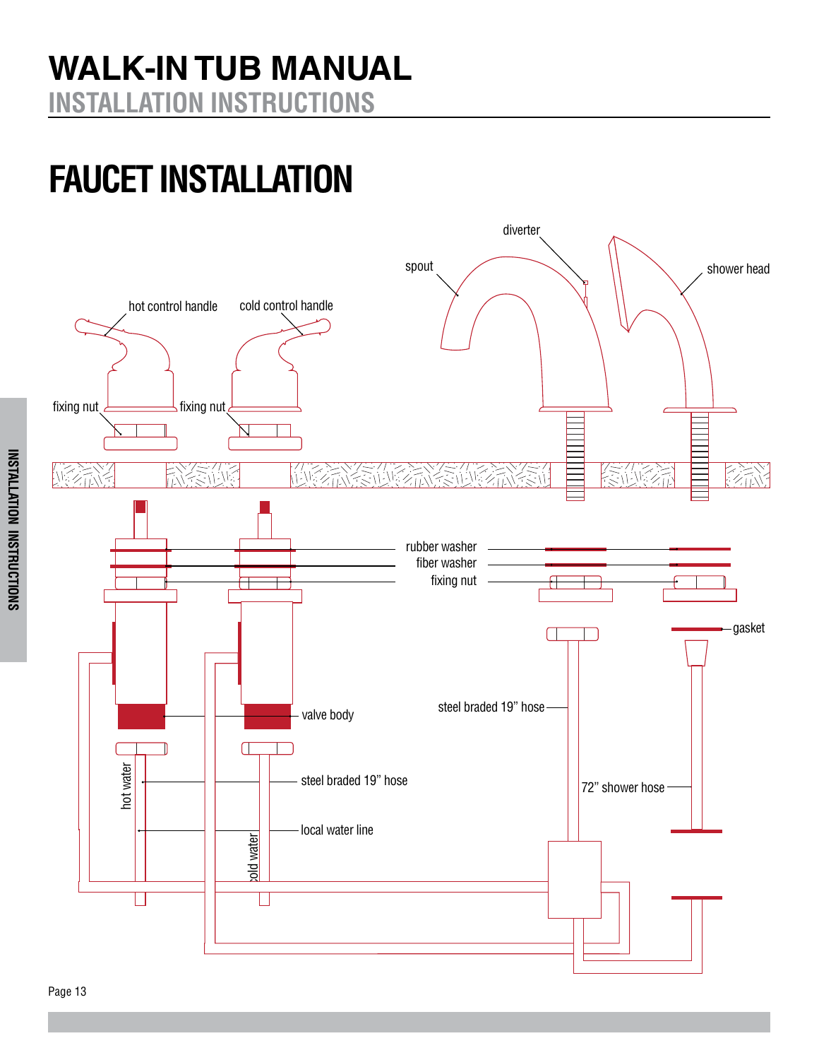# WALK-IN TUB MANUAL

## INSTALLATION INSTRUCTIONS

# FAUCET INSTALLATION

diverter

spout

shower head

hot control handle

cold control handle

fixing nut

fixing nut

rubber washer

fiber washer

fixing nut

gasket

valve body

steel braded 19" hose

72" shower hose

hot water

steel braded 19" hose

local water line

cold water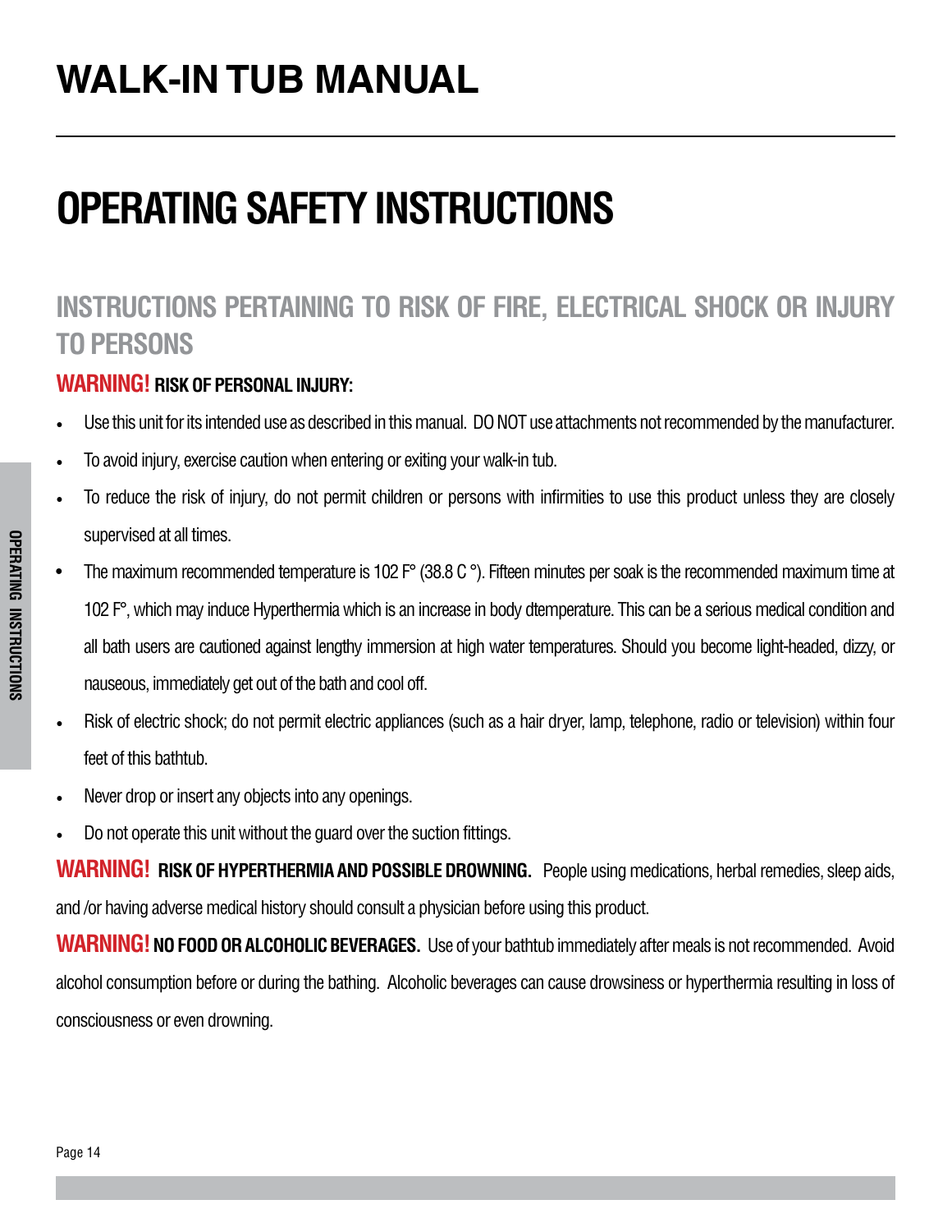# WALK-IN TUB MANUAL

## OPERATING SAFETY INSTRUCTIONS

### INSTRUCTIONS PERTAINING TO RISK OF FIRE, ELECTRICAL SHOCK OR INJURY TO PERSONS

**WARNING! RISK OF PERSONAL INJURY:**

- Use this unit for its intended use as described in this manual. DO NOT use attachments not recommended by the manufacturer.
- To avoid injury, exercise caution when entering or exiting your walk-in tub.
- To reduce the risk of injury, do not permit children or persons with infirmities to use this product unless they are closely supervised at all times.
- The maximum recommended temperature is 102 F° (38.8 C °). Fifteen minutes per soak is the recommended maximum time at 102 F°, which may induce Hyperthermia which is an increase in body dtemperature. This can be a serious medical condition and all bath users are cautioned against lengthy immersion at high water temperatures. Should you become light-headed, dizzy, or nauseous, immediately get out of the bath and cool off.
- Risk of electric shock; do not permit electric appliances (such as a hair dryer, lamp, telephone, radio or television) within four feet of this bathtub.
- Never drop or insert any objects into any openings.
- Do not operate this unit without the guard over the suction fittings.

**WARNING! RISK OF HYPERTHERMIA AND POSSIBLE DROWNING.** People using medications, herbal remedies, sleep aids, and /or having adverse medical history should consult a physician before using this product.

**WARNING! NO FOOD OR ALCOHOLIC BEVERAGES.** Use of your bathtub immediately after meals is not recommended. Avoid alcohol consumption before or during the bathing. Alcoholic beverages can cause drowsiness or hyperthermia resulting in loss of consciousness or even drowning.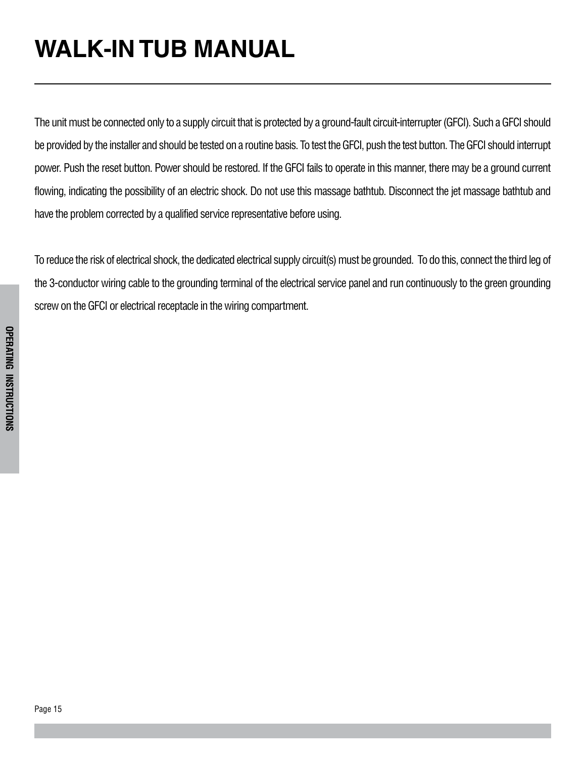The unit must be connected only to a supply circuit that is protected by a ground-fault circuit-interrupter (GFCI). Such a GFCI should be provided by the installer and should be tested on a routine basis. To test the GFCI, push the test button. The GFCI should interrupt power. Push the reset button. Power should be restored. If the GFCI fails to operate in this manner, there may be a ground current flowing, indicating the possibility of an electric shock. Do not use this massage bathtub. Disconnect the jet massage bathtub and have the problem corrected by a qualified service representative before using.

To reduce the risk of electrical shock, the dedicated electrical supply circuit(s) must be grounded.  To do this, connect the third leg of the 3-conductor wiring cable to the grounding terminal of the electrical service panel and run continuously to the green grounding screw on the GFCI or electrical receptacle in the wiring compartment.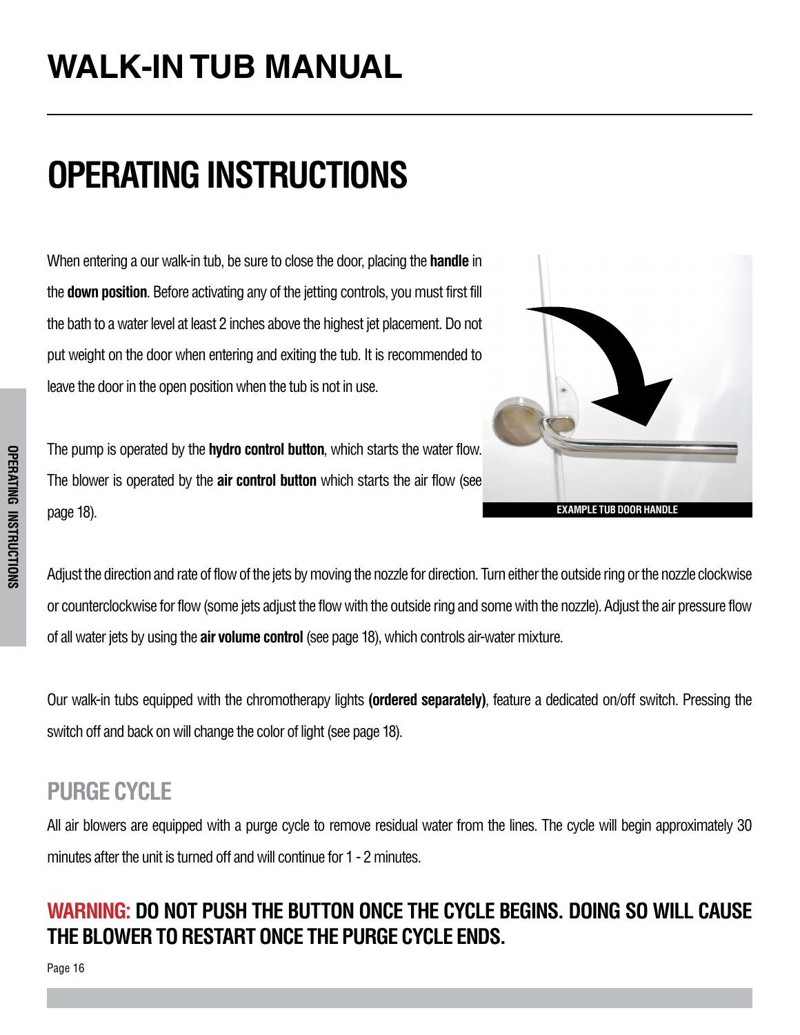# WALK-IN TUB MANUAL

# OPERATING INSTRUCTIONS

When entering a our walk-in tub, be sure to close the door, placing the **handle** in the **down position**. Before activating any of the jetting controls, you must first fill the bath to a water level at least 2 inches above the highest jet placement. Do not put weight on the door when entering and exiting the tub. It is recommended to leave the door in the open position when the tub is not in use.

The pump is operated by the **hydro control button**, which starts the water flow. The blower is operated by the **air control button** which starts the air flow (see page 18).

EXAMPLE TUB DOOR HANDLE

Adjust the direction and rate of flow of the jets by moving the nozzle for direction. Turn either the outside ring or the nozzle clockwise or counterclockwise for flow (some jets adjust the flow with the outside ring and some with the nozzle). Adjust the air pressure flow of all water jets by using the **air volume control** (see page 18), which controls air-water mixture.

Our walk-in tubs equipped with the chromotherapy lights **(ordered separately)**, feature a dedicated on/off switch. Pressing the switch off and back on will change the color of light (see page 18).

## PURGE CYCLE

All air blowers are equipped with a purge cycle to remove residual water from the lines. The cycle will begin approximately 30 minutes after the unit is turned off and will continue for 1 - 2 minutes.

**WARNING: DO NOT PUSH THE BUTTON ONCE THE CYCLE BEGINS. DOING SO WILL CAUSE THE BLOWER TO RESTART ONCE THE PURGE CYCLE ENDS.**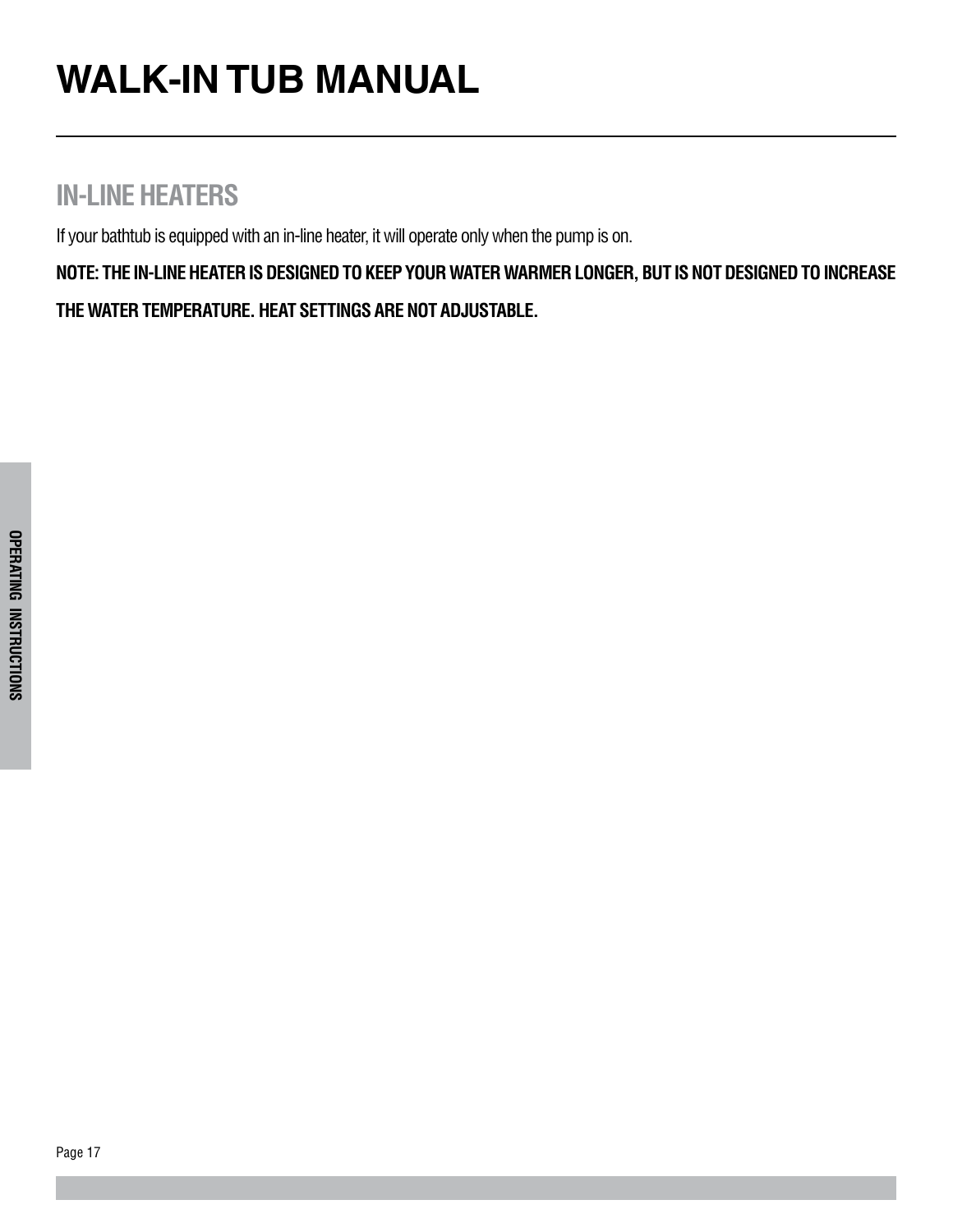## IN-LINE HEATERS

If your bathtub is equipped with an in-line heater, it will operate only when the pump is on.

**NOTE: THE IN-LINE HEATER IS DESIGNED TO KEEP YOUR WATER WARMER LONGER, BUT IS NOT DESIGNED TO INCREASE THE WATER TEMPERATURE. HEAT SETTINGS ARE NOT ADJUSTABLE.**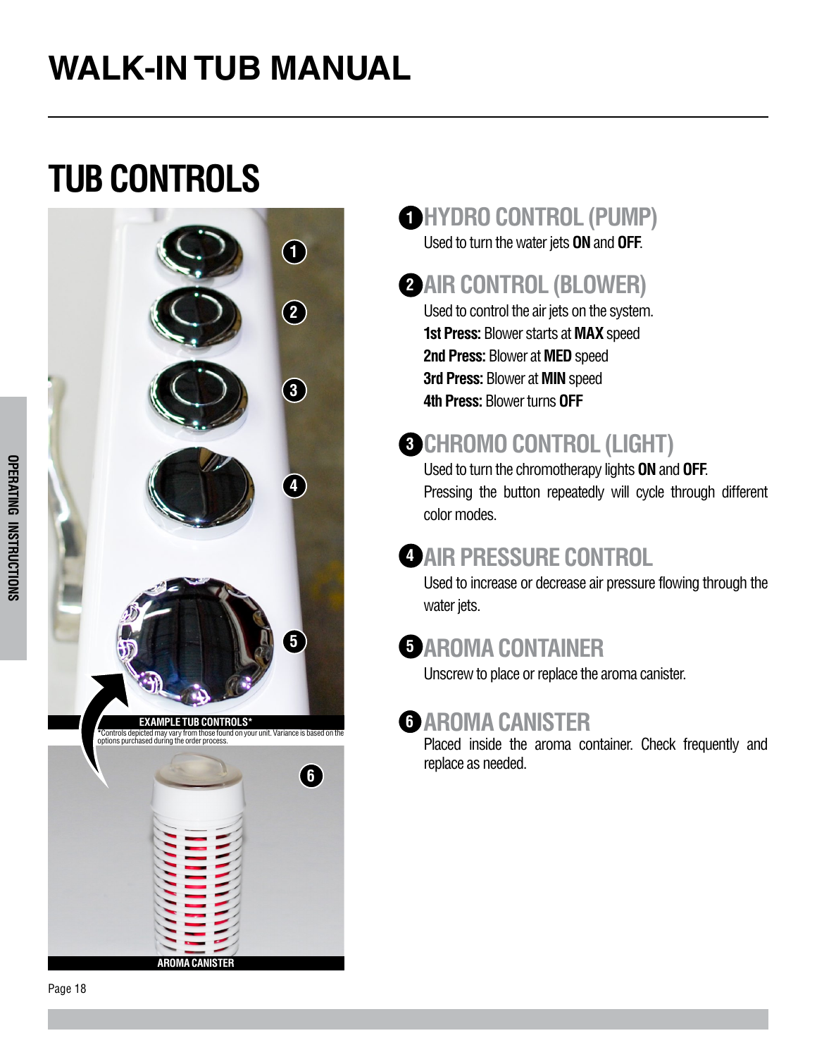# WALK-IN TUB MANUAL

## TUB CONTROLS

EXAMPLE TUB CONTROLS*

*Controls depicted may vary from those found on your unit. Variance is based on the options purchased during the order process.

AROMA CANISTER

### 1 HYDRO CONTROL (PUMP)

Used to turn the water jets **ON** and **OFF**.

### 2 AIR CONTROL (BLOWER)

Used to control the air jets on the system.

**1st Press:** Blower starts at **MAX** speed
**2nd Press:** Blower at **MED** speed
**3rd Press:** Blower at **MIN** speed
**4th Press:** Blower turns **OFF**

### 3 CHROMO CONTROL (LIGHT)

Used to turn the chromotherapy lights **ON** and **OFF**.
Pressing the button repeatedly will cycle through different color modes.

### 4 AIR PRESSURE CONTROL

Used to increase or decrease air pressure flowing through the water jets.

### 5 AROMA CONTAINER

Unscrew to place or replace the aroma canister.

### 6 AROMA CANISTER

Placed inside the aroma container. Check frequently and replace as needed.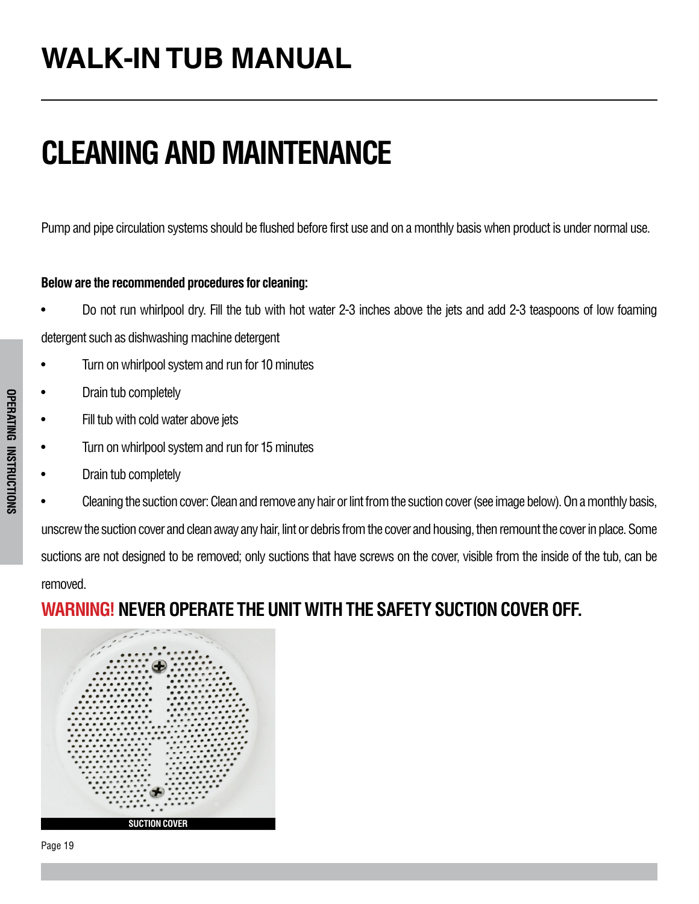# CLEANING AND MAINTENANCE

Pump and pipe circulation systems should be flushed before first use and on a monthly basis when product is under normal use.

**Below are the recommended procedures for cleaning:**

- Do not run whirlpool dry. Fill the tub with hot water 2-3 inches above the jets and add 2-3 teaspoons of low foaming detergent such as dishwashing machine detergent
- Turn on whirlpool system and run for 10 minutes
- Drain tub completely
- Fill tub with cold water above jets
- Turn on whirlpool system and run for 15 minutes
- Drain tub completely
- Cleaning the suction cover: Clean and remove any hair or lint from the suction cover (see image below). On a monthly basis, unscrew the suction cover and clean away any hair, lint or debris from the cover and housing, then remount the cover in place. Some suctions are not designed to be removed; only suctions that have screws on the cover, visible from the inside of the tub, can be removed.

## WARNING! NEVER OPERATE THE UNIT WITH THE SAFETY SUCTION COVER OFF.

SUCTION COVER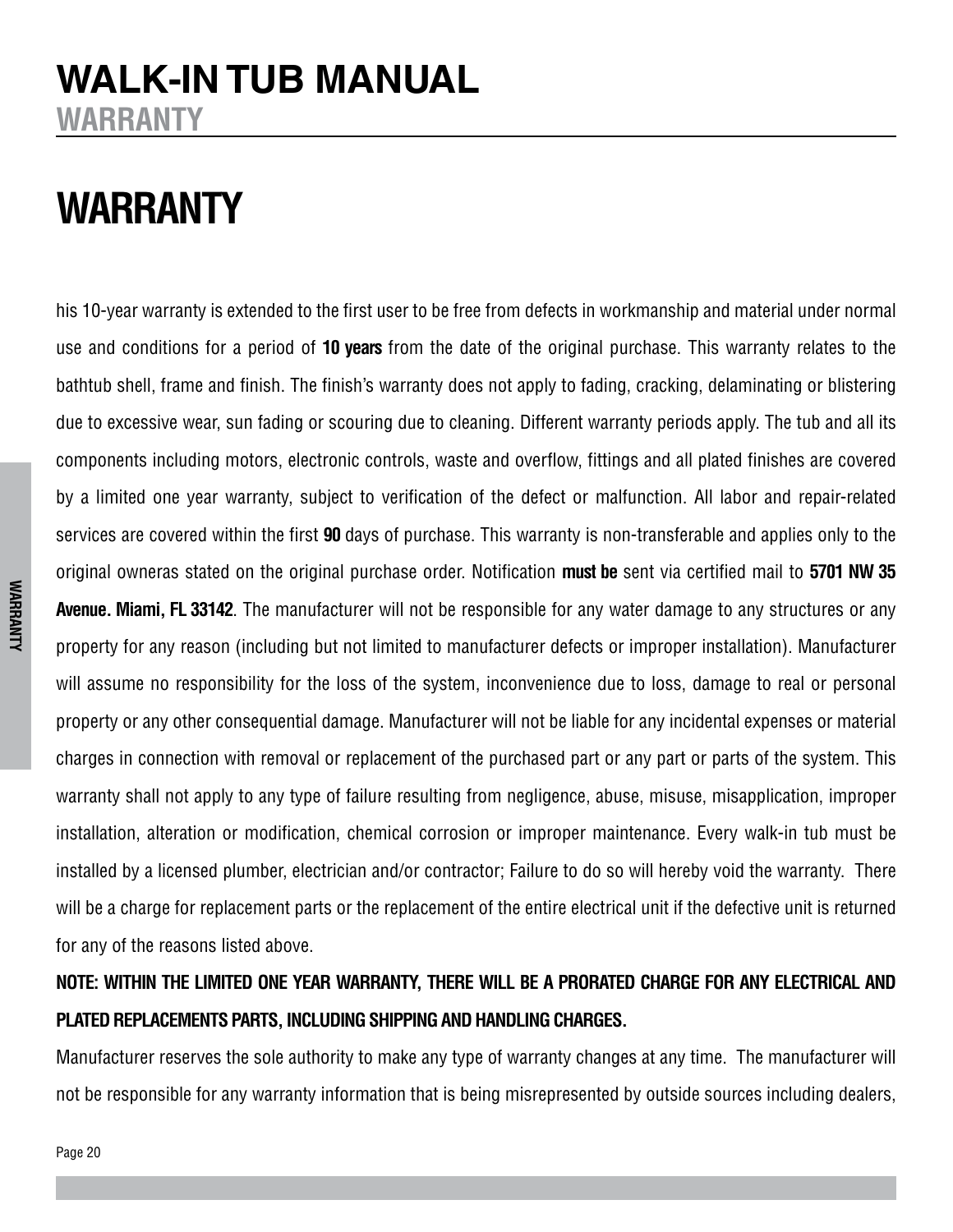# WARRANTY

his 10-year warranty is extended to the first user to be free from defects in workmanship and material under normal use and conditions for a period of **10 years** from the date of the original purchase. This warranty relates to the bathtub shell, frame and finish. The finish's warranty does not apply to fading, cracking, delaminating or blistering due to excessive wear, sun fading or scouring due to cleaning. Different warranty periods apply. The tub and all its components including motors, electronic controls, waste and overflow, fittings and all plated finishes are covered by a limited one year warranty, subject to verification of the defect or malfunction. All labor and repair-related services are covered within the first **90** days of purchase. This warranty is non-transferable and applies only to the original owneras stated on the original purchase order. Notification **must be** sent via certified mail to **5701 NW 35 Avenue. Miami, FL 33142**. The manufacturer will not be responsible for any water damage to any structures or any property for any reason (including but not limited to manufacturer defects or improper installation). Manufacturer will assume no responsibility for the loss of the system, inconvenience due to loss, damage to real or personal property or any other consequential damage. Manufacturer will not be liable for any incidental expenses or material charges in connection with removal or replacement of the purchased part or any part or parts of the system. This warranty shall not apply to any type of failure resulting from negligence, abuse, misuse, misapplication, improper installation, alteration or modification, chemical corrosion or improper maintenance. Every walk-in tub must be installed by a licensed plumber, electrician and/or contractor; Failure to do so will hereby void the warranty. There will be a charge for replacement parts or the replacement of the entire electrical unit if the defective unit is returned for any of the reasons listed above.

**NOTE: WITHIN THE LIMITED ONE YEAR WARRANTY, THERE WILL BE A PRORATED CHARGE FOR ANY ELECTRICAL AND PLATED REPLACEMENTS PARTS, INCLUDING SHIPPING AND HANDLING CHARGES.**

Manufacturer reserves the sole authority to make any type of warranty changes at any time. The manufacturer will not be responsible for any warranty information that is being misrepresented by outside sources including dealers,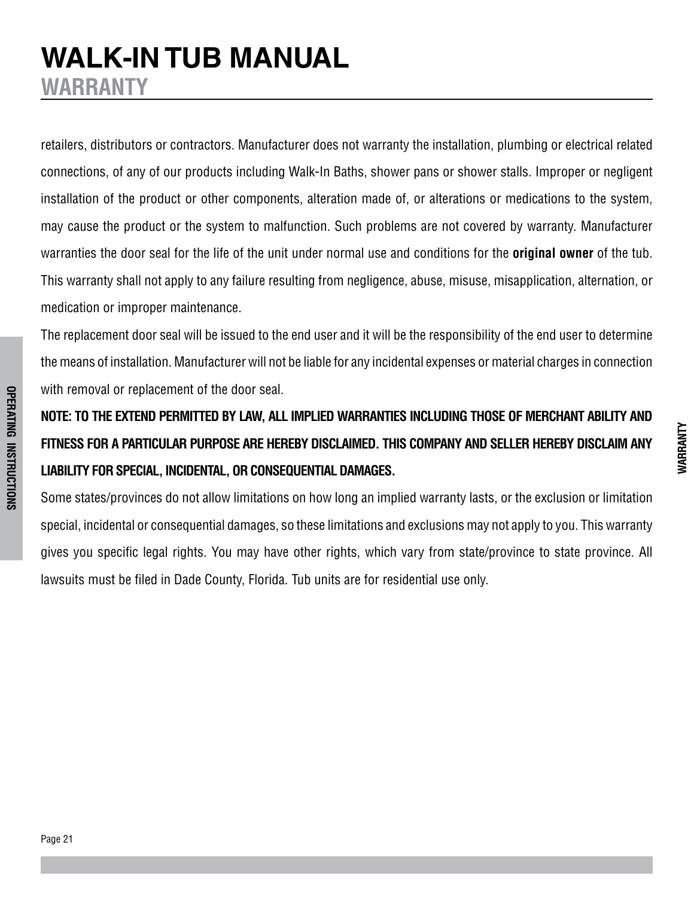retailers, distributors or contractors. Manufacturer does not warranty the installation, plumbing or electrical related connections, of any of our products including Walk-In Baths, shower pans or shower stalls. Improper or negligent installation of the product or other components, alteration made of, or alterations or medications to the system, may cause the product or the system to malfunction. Such problems are not covered by warranty. Manufacturer warranties the door seal for the life of the unit under normal use and conditions for the **original owner** of the tub. This warranty shall not apply to any failure resulting from negligence, abuse, misuse, misapplication, alternation, or medication or improper maintenance.

The replacement door seal will be issued to the end user and it will be the responsibility of the end user to determine the means of installation. Manufacturer will not be liable for any incidental expenses or material charges in connection with removal or replacement of the door seal.

**NOTE: TO THE EXTEND PERMITTED BY LAW, ALL IMPLIED WARRANTIES INCLUDING THOSE OF MERCHANT ABILITY AND FITNESS FOR A PARTICULAR PURPOSE ARE HEREBY DISCLAIMED. THIS COMPANY AND SELLER HEREBY DISCLAIM ANY LIABILITY FOR SPECIAL, INCIDENTAL, OR CONSEQUENTIAL DAMAGES.**

Some states/provinces do not allow limitations on how long an implied warranty lasts, or the exclusion or limitation special, incidental or consequential damages, so these limitations and exclusions may not apply to you. This warranty gives you specific legal rights. You may have other rights, which vary from state/province to state province. All lawsuits must be filed in Dade County, Florida. Tub units are for residential use only.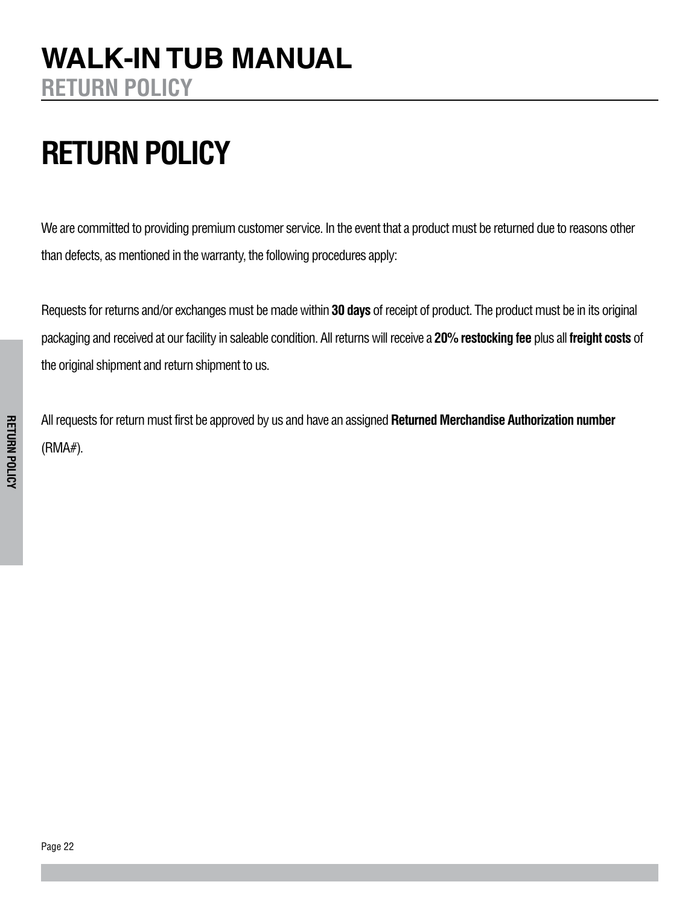# RETURN POLICY

We are committed to providing premium customer service. In the event that a product must be returned due to reasons other than defects, as mentioned in the warranty, the following procedures apply:

Requests for returns and/or exchanges must be made within **30 days** of receipt of product. The product must be in its original packaging and received at our facility in saleable condition. All returns will receive a **20% restocking fee** plus all **freight costs** of the original shipment and return shipment to us.

All requests for return must first be approved by us and have an assigned **Returned Merchandise Authorization number** (RMA#).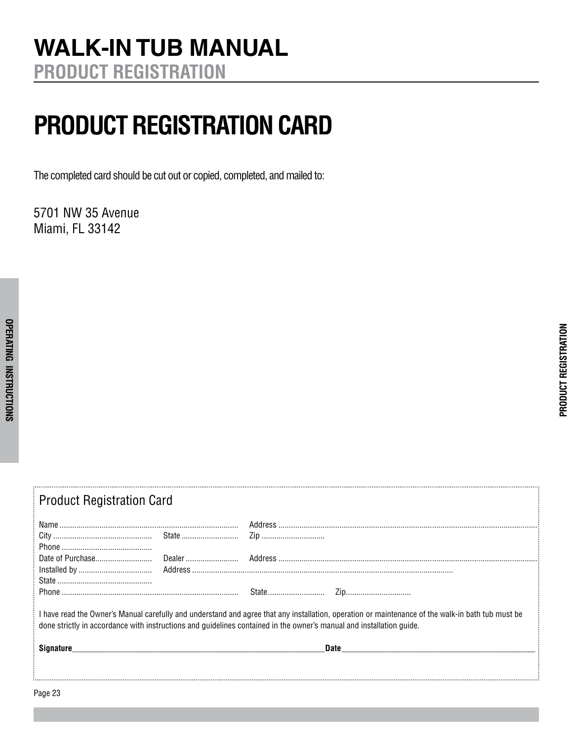# PRODUCT REGISTRATION CARD

The completed card should be cut out or copied, completed, and mailed to:

5701 NW 35 Avenue
Miami, FL 33142

## Product Registration Card

Name .................................................... Address ....................................................
City .................... State .................... Zip ....................
Phone ....................
Date of Purchase.................... Dealer .................... Address ....................................................
Installed by .................... Address ....................................................
State ....................
Phone .................................................... State.................... Zip....................

I have read the Owner's Manual carefully and understand and agree that any installation, operation or maintenance of the walk-in bath tub must be done strictly in accordance with instructions and guidelines contained in the owner's manual and installation guide.

**Signature**______________________________ **Date**______________________________